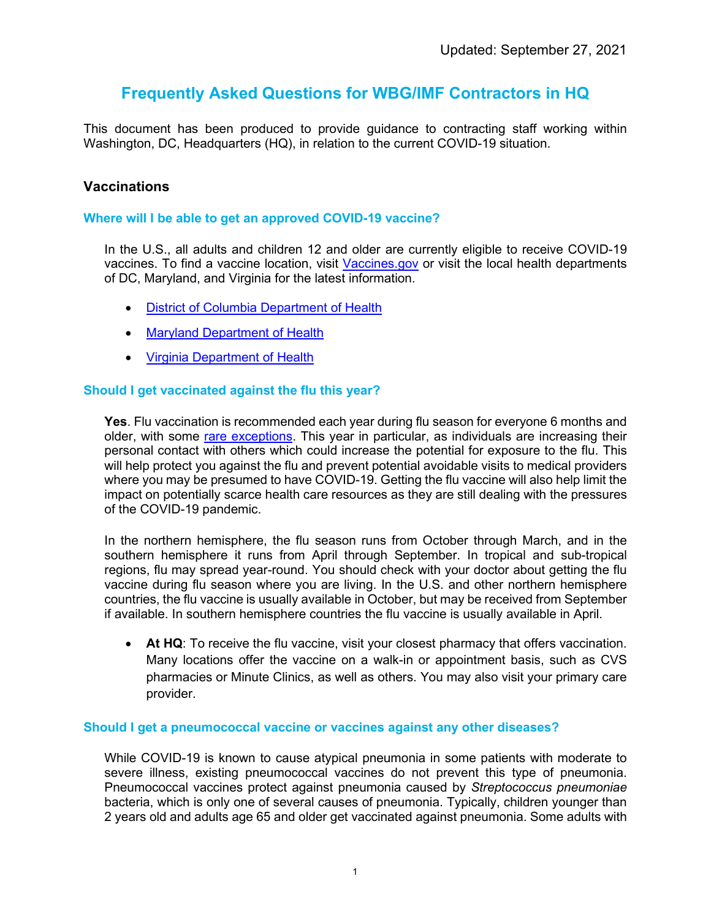Updated: September 27, 2021

# Frequently Asked Questions for WBG/IMF Contractors in HQ

This document has been produced to provide guidance to contracting staff working within Washington, DC, Headquarters (HQ), in relation to the current COVID-19 situation.

## Vaccinations

### Where will I be able to get an approved COVID-19 vaccine?

In the U.S., all adults and children 12 and older are currently eligible to receive COVID-19 vaccines. To find a vaccine location, visit Vaccines.gov or visit the local health departments of DC, Maryland, and Virginia for the latest information.

- District of Columbia Department of Health
- Maryland Department of Health
- Virginia Department of Health

### Should I get vaccinated against the flu this year?

**Yes**. Flu vaccination is recommended each year during flu season for everyone 6 months and older, with some rare exceptions. This year in particular, as individuals are increasing their personal contact with others which could increase the potential for exposure to the flu. This will help protect you against the flu and prevent potential avoidable visits to medical providers where you may be presumed to have COVID-19. Getting the flu vaccine will also help limit the impact on potentially scarce health care resources as they are still dealing with the pressures of the COVID-19 pandemic.

In the northern hemisphere, the flu season runs from October through March, and in the southern hemisphere it runs from April through September. In tropical and sub-tropical regions, flu may spread year-round. You should check with your doctor about getting the flu vaccine during flu season where you are living. In the U.S. and other northern hemisphere countries, the flu vaccine is usually available in October, but may be received from September if available. In southern hemisphere countries the flu vaccine is usually available in April.

- **At HQ**: To receive the flu vaccine, visit your closest pharmacy that offers vaccination. Many locations offer the vaccine on a walk-in or appointment basis, such as CVS pharmacies or Minute Clinics, as well as others. You may also visit your primary care provider.

### Should I get a pneumococcal vaccine or vaccines against any other diseases?

While COVID-19 is known to cause atypical pneumonia in some patients with moderate to severe illness, existing pneumococcal vaccines do not prevent this type of pneumonia. Pneumococcal vaccines protect against pneumonia caused by *Streptococcus pneumoniae* bacteria, which is only one of several causes of pneumonia. Typically, children younger than 2 years old and adults age 65 and older get vaccinated against pneumonia. Some adults with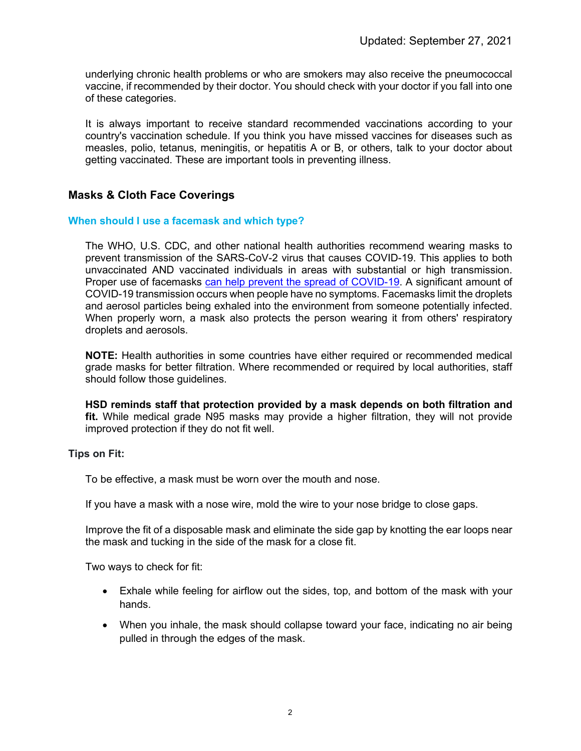underlying chronic health problems or who are smokers may also receive the pneumococcal vaccine, if recommended by their doctor. You should check with your doctor if you fall into one of these categories.

It is always important to receive standard recommended vaccinations according to your country's vaccination schedule. If you think you have missed vaccines for diseases such as measles, polio, tetanus, meningitis, or hepatitis A or B, or others, talk to your doctor about getting vaccinated. These are important tools in preventing illness.

## Masks & Cloth Face Coverings

### When should I use a facemask and which type?

The WHO, U.S. CDC, and other national health authorities recommend wearing masks to prevent transmission of the SARS-CoV-2 virus that causes COVID-19. This applies to both unvaccinated AND vaccinated individuals in areas with substantial or high transmission. Proper use of facemasks can help prevent the spread of COVID-19. A significant amount of COVID-19 transmission occurs when people have no symptoms. Facemasks limit the droplets and aerosol particles being exhaled into the environment from someone potentially infected. When properly worn, a mask also protects the person wearing it from others' respiratory droplets and aerosols.

**NOTE:** Health authorities in some countries have either required or recommended medical grade masks for better filtration. Where recommended or required by local authorities, staff should follow those guidelines.

**HSD reminds staff that protection provided by a mask depends on both filtration and fit.** While medical grade N95 masks may provide a higher filtration, they will not provide improved protection if they do not fit well.

**Tips on Fit:**

To be effective, a mask must be worn over the mouth and nose.

If you have a mask with a nose wire, mold the wire to your nose bridge to close gaps.

Improve the fit of a disposable mask and eliminate the side gap by knotting the ear loops near the mask and tucking in the side of the mask for a close fit.

Two ways to check for fit:

- Exhale while feeling for airflow out the sides, top, and bottom of the mask with your hands.
- When you inhale, the mask should collapse toward your face, indicating no air being pulled in through the edges of the mask.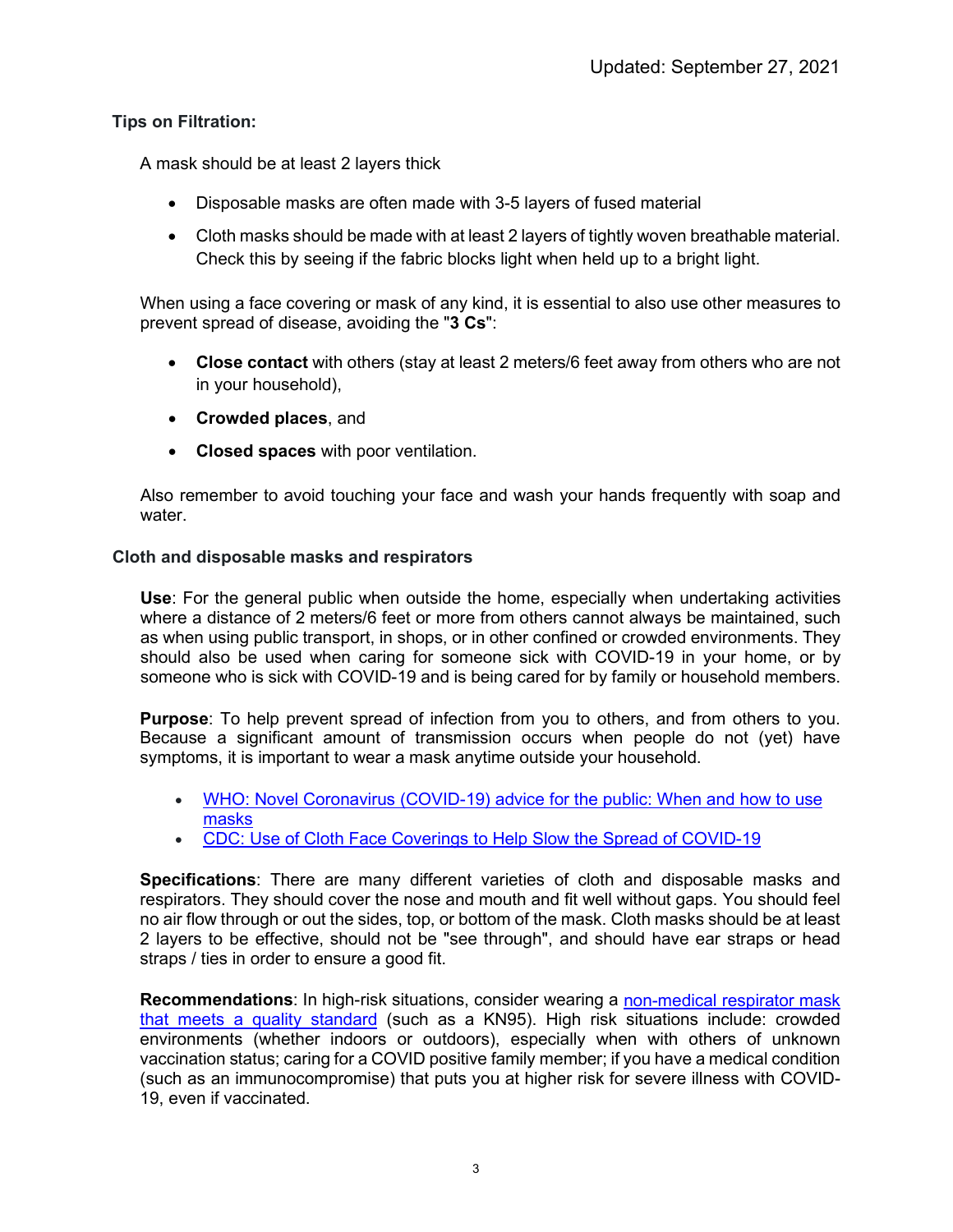**Tips on Filtration:**

A mask should be at least 2 layers thick

- Disposable masks are often made with 3-5 layers of fused material
- Cloth masks should be made with at least 2 layers of tightly woven breathable material. Check this by seeing if the fabric blocks light when held up to a bright light.

When using a face covering or mask of any kind, it is essential to also use other measures to prevent spread of disease, avoiding the "**3 Cs**":

- **Close contact** with others (stay at least 2 meters/6 feet away from others who are not in your household),
- **Crowded places**, and
- **Closed spaces** with poor ventilation.

Also remember to avoid touching your face and wash your hands frequently with soap and water.

**Cloth and disposable masks and respirators**

**Use**: For the general public when outside the home, especially when undertaking activities where a distance of 2 meters/6 feet or more from others cannot always be maintained, such as when using public transport, in shops, or in other confined or crowded environments. They should also be used when caring for someone sick with COVID-19 in your home, or by someone who is sick with COVID-19 and is being cared for by family or household members.

**Purpose**: To help prevent spread of infection from you to others, and from others to you. Because a significant amount of transmission occurs when people do not (yet) have symptoms, it is important to wear a mask anytime outside your household.

- WHO: Novel Coronavirus (COVID-19) advice for the public: When and how to use masks
- CDC: Use of Cloth Face Coverings to Help Slow the Spread of COVID-19

**Specifications**: There are many different varieties of cloth and disposable masks and respirators. They should cover the nose and mouth and fit well without gaps. You should feel no air flow through or out the sides, top, or bottom of the mask. Cloth masks should be at least 2 layers to be effective, should not be "see through", and should have ear straps or head straps / ties in order to ensure a good fit.

**Recommendations**: In high-risk situations, consider wearing a non-medical respirator mask that meets a quality standard (such as a KN95). High risk situations include: crowded environments (whether indoors or outdoors), especially when with others of unknown vaccination status; caring for a COVID positive family member; if you have a medical condition (such as an immunocompromise) that puts you at higher risk for severe illness with COVID-19, even if vaccinated.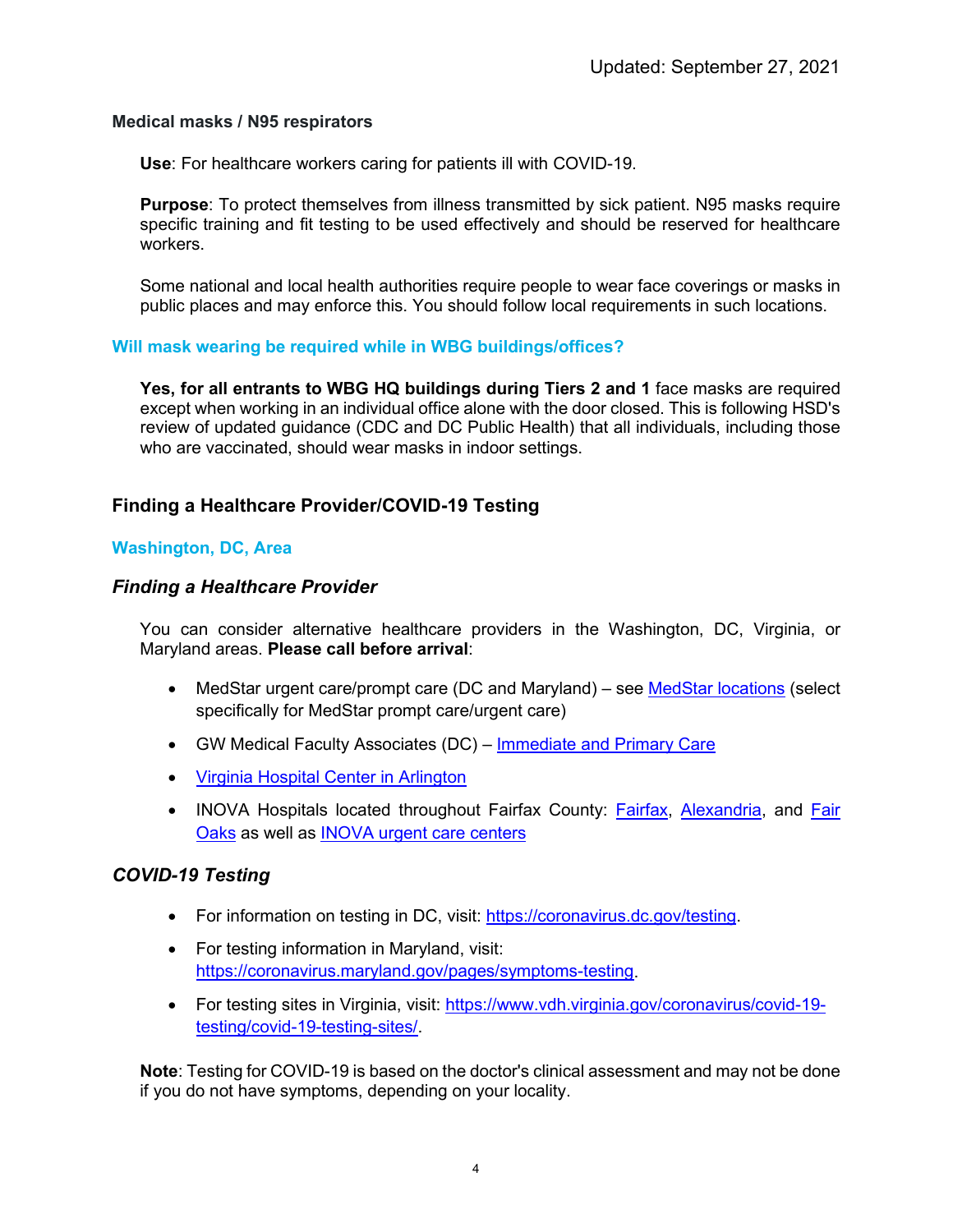Updated: September 27, 2021

**Medical masks / N95 respirators**

**Use**: For healthcare workers caring for patients ill with COVID-19.

**Purpose**: To protect themselves from illness transmitted by sick patient. N95 masks require specific training and fit testing to be used effectively and should be reserved for healthcare workers.

Some national and local health authorities require people to wear face coverings or masks in public places and may enforce this. You should follow local requirements in such locations.

### Will mask wearing be required while in WBG buildings/offices?

**Yes, for all entrants to WBG HQ buildings during Tiers 2 and 1** face masks are required except when working in an individual office alone with the door closed. This is following HSD's review of updated guidance (CDC and DC Public Health) that all individuals, including those who are vaccinated, should wear masks in indoor settings.

## Finding a Healthcare Provider/COVID-19 Testing

### Washington, DC, Area

### *Finding a Healthcare Provider*

You can consider alternative healthcare providers in the Washington, DC, Virginia, or Maryland areas. **Please call before arrival**:

- MedStar urgent care/prompt care (DC and Maryland) – see MedStar locations (select specifically for MedStar prompt care/urgent care)
- GW Medical Faculty Associates (DC) – Immediate and Primary Care
- Virginia Hospital Center in Arlington
- INOVA Hospitals located throughout Fairfax County: Fairfax, Alexandria, and Fair Oaks as well as INOVA urgent care centers

### *COVID-19 Testing*

- For information on testing in DC, visit: https://coronavirus.dc.gov/testing.
- For testing information in Maryland, visit: https://coronavirus.maryland.gov/pages/symptoms-testing.
- For testing sites in Virginia, visit: https://www.vdh.virginia.gov/coronavirus/covid-19-testing/covid-19-testing-sites/.

**Note**: Testing for COVID-19 is based on the doctor's clinical assessment and may not be done if you do not have symptoms, depending on your locality.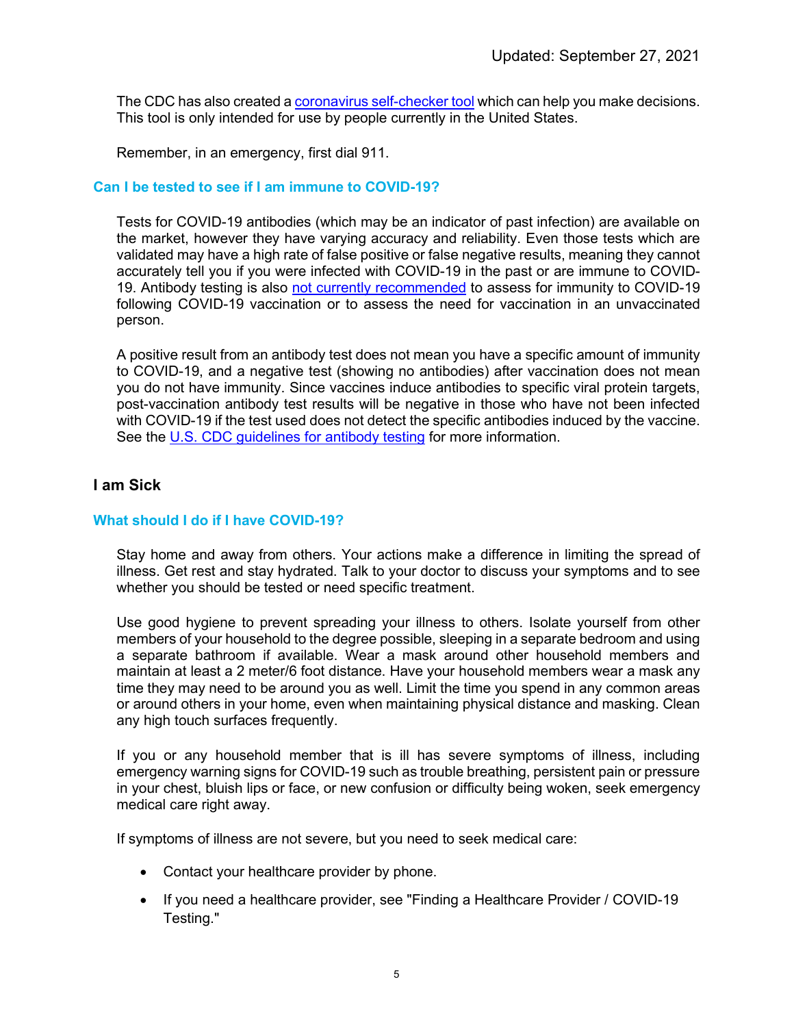The CDC has also created a [coronavirus self-checker tool](#) which can help you make decisions. This tool is only intended for use by people currently in the United States.

Remember, in an emergency, first dial 911.

### Can I be tested to see if I am immune to COVID-19?

Tests for COVID-19 antibodies (which may be an indicator of past infection) are available on the market, however they have varying accuracy and reliability. Even those tests which are validated may have a high rate of false positive or false negative results, meaning they cannot accurately tell you if you were infected with COVID-19 in the past or are immune to COVID-19. Antibody testing is also [not currently recommended](#) to assess for immunity to COVID-19 following COVID-19 vaccination or to assess the need for vaccination in an unvaccinated person.

A positive result from an antibody test does not mean you have a specific amount of immunity to COVID-19, and a negative test (showing no antibodies) after vaccination does not mean you do not have immunity. Since vaccines induce antibodies to specific viral protein targets, post-vaccination antibody test results will be negative in those who have not been infected with COVID-19 if the test used does not detect the specific antibodies induced by the vaccine. See the [U.S. CDC guidelines for antibody testing](#) for more information.

## I am Sick

### What should I do if I have COVID-19?

Stay home and away from others. Your actions make a difference in limiting the spread of illness. Get rest and stay hydrated. Talk to your doctor to discuss your symptoms and to see whether you should be tested or need specific treatment.

Use good hygiene to prevent spreading your illness to others. Isolate yourself from other members of your household to the degree possible, sleeping in a separate bedroom and using a separate bathroom if available. Wear a mask around other household members and maintain at least a 2 meter/6 foot distance. Have your household members wear a mask any time they may need to be around you as well. Limit the time you spend in any common areas or around others in your home, even when maintaining physical distance and masking. Clean any high touch surfaces frequently.

If you or any household member that is ill has severe symptoms of illness, including emergency warning signs for COVID-19 such as trouble breathing, persistent pain or pressure in your chest, bluish lips or face, or new confusion or difficulty being woken, seek emergency medical care right away.

If symptoms of illness are not severe, but you need to seek medical care:

- Contact your healthcare provider by phone.
- If you need a healthcare provider, see "Finding a Healthcare Provider / COVID-19 Testing."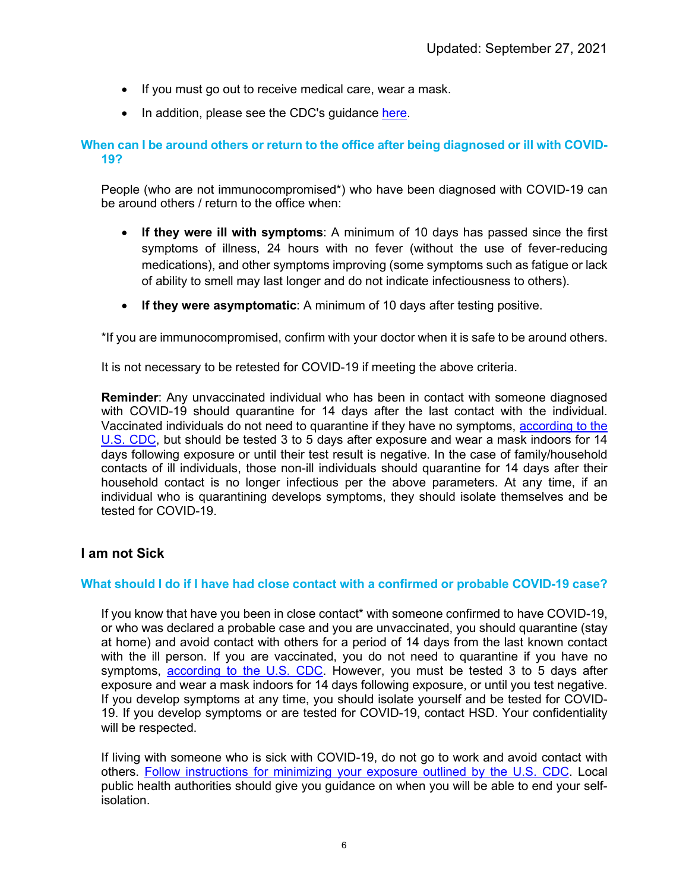- If you must go out to receive medical care, wear a mask.
- In addition, please see the CDC's guidance [here](#).

### When can I be around others or return to the office after being diagnosed or ill with COVID-19?

People (who are not immunocompromised*) who have been diagnosed with COVID-19 can be around others / return to the office when:

- **If they were ill with symptoms**: A minimum of 10 days has passed since the first symptoms of illness, 24 hours with no fever (without the use of fever-reducing medications), and other symptoms improving (some symptoms such as fatigue or lack of ability to smell may last longer and do not indicate infectiousness to others).
- **If they were asymptomatic**: A minimum of 10 days after testing positive.

*If you are immunocompromised, confirm with your doctor when it is safe to be around others.

It is not necessary to be retested for COVID-19 if meeting the above criteria.

**Reminder**: Any unvaccinated individual who has been in contact with someone diagnosed with COVID-19 should quarantine for 14 days after the last contact with the individual. Vaccinated individuals do not need to quarantine if they have no symptoms, [according to the U.S. CDC](#), but should be tested 3 to 5 days after exposure and wear a mask indoors for 14 days following exposure or until their test result is negative. In the case of family/household contacts of ill individuals, those non-ill individuals should quarantine for 14 days after their household contact is no longer infectious per the above parameters. At any time, if an individual who is quarantining develops symptoms, they should isolate themselves and be tested for COVID-19.

## I am not Sick

### What should I do if I have had close contact with a confirmed or probable COVID-19 case?

If you know that have you been in close contact* with someone confirmed to have COVID-19, or who was declared a probable case and you are unvaccinated, you should quarantine (stay at home) and avoid contact with others for a period of 14 days from the last known contact with the ill person. If you are vaccinated, you do not need to quarantine if you have no symptoms, [according to the U.S. CDC](#). However, you must be tested 3 to 5 days after exposure and wear a mask indoors for 14 days following exposure, or until you test negative. If you develop symptoms at any time, you should isolate yourself and be tested for COVID-19. If you develop symptoms or are tested for COVID-19, contact HSD. Your confidentiality will be respected.

If living with someone who is sick with COVID-19, do not go to work and avoid contact with others. [Follow instructions for minimizing your exposure outlined by the U.S. CDC](#). Local public health authorities should give you guidance on when you will be able to end your self-isolation.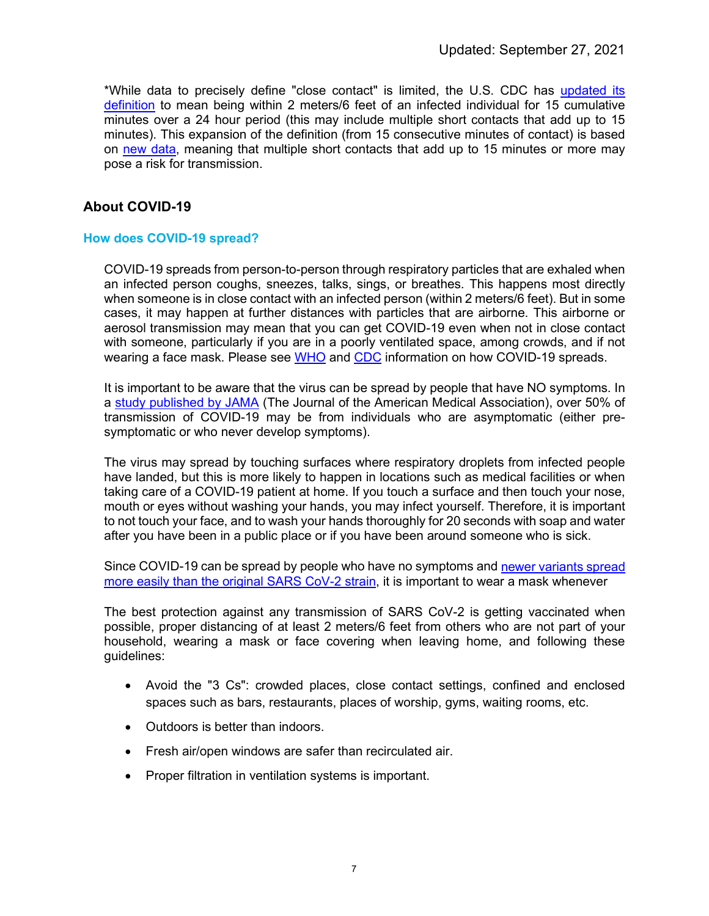Updated: September 27, 2021

*While data to precisely define "close contact" is limited, the U.S. CDC has updated its definition to mean being within 2 meters/6 feet of an infected individual for 15 cumulative minutes over a 24 hour period (this may include multiple short contacts that add up to 15 minutes). This expansion of the definition (from 15 consecutive minutes of contact) is based on new data, meaning that multiple short contacts that add up to 15 minutes or more may pose a risk for transmission.

## About COVID-19

### How does COVID-19 spread?

COVID-19 spreads from person-to-person through respiratory particles that are exhaled when an infected person coughs, sneezes, talks, sings, or breathes. This happens most directly when someone is in close contact with an infected person (within 2 meters/6 feet). But in some cases, it may happen at further distances with particles that are airborne. This airborne or aerosol transmission may mean that you can get COVID-19 even when not in close contact with someone, particularly if you are in a poorly ventilated space, among crowds, and if not wearing a face mask. Please see WHO and CDC information on how COVID-19 spreads.

It is important to be aware that the virus can be spread by people that have NO symptoms. In a study published by JAMA (The Journal of the American Medical Association), over 50% of transmission of COVID-19 may be from individuals who are asymptomatic (either pre-symptomatic or who never develop symptoms).

The virus may spread by touching surfaces where respiratory droplets from infected people have landed, but this is more likely to happen in locations such as medical facilities or when taking care of a COVID-19 patient at home. If you touch a surface and then touch your nose, mouth or eyes without washing your hands, you may infect yourself. Therefore, it is important to not touch your face, and to wash your hands thoroughly for 20 seconds with soap and water after you have been in a public place or if you have been around someone who is sick.

Since COVID-19 can be spread by people who have no symptoms and newer variants spread more easily than the original SARS CoV-2 strain, it is important to wear a mask whenever

The best protection against any transmission of SARS CoV-2 is getting vaccinated when possible, proper distancing of at least 2 meters/6 feet from others who are not part of your household, wearing a mask or face covering when leaving home, and following these guidelines:

- Avoid the "3 Cs": crowded places, close contact settings, confined and enclosed spaces such as bars, restaurants, places of worship, gyms, waiting rooms, etc.
- Outdoors is better than indoors.
- Fresh air/open windows are safer than recirculated air.
- Proper filtration in ventilation systems is important.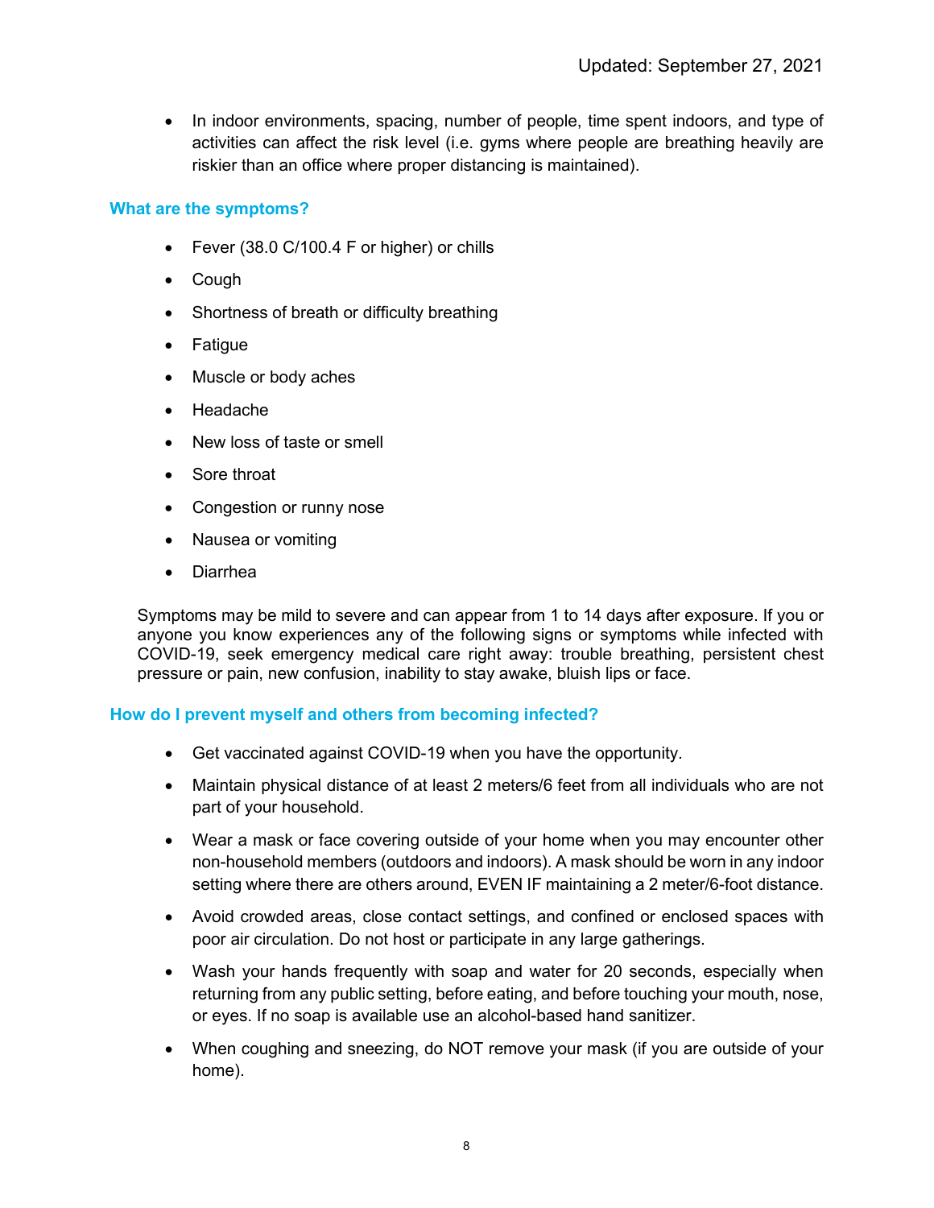- In indoor environments, spacing, number of people, time spent indoors, and type of activities can affect the risk level (i.e. gyms where people are breathing heavily are riskier than an office where proper distancing is maintained).

### What are the symptoms?

- Fever (38.0 C/100.4 F or higher) or chills
- Cough
- Shortness of breath or difficulty breathing
- Fatigue
- Muscle or body aches
- Headache
- New loss of taste or smell
- Sore throat
- Congestion or runny nose
- Nausea or vomiting
- Diarrhea

Symptoms may be mild to severe and can appear from 1 to 14 days after exposure. If you or anyone you know experiences any of the following signs or symptoms while infected with COVID-19, seek emergency medical care right away: trouble breathing, persistent chest pressure or pain, new confusion, inability to stay awake, bluish lips or face.

### How do I prevent myself and others from becoming infected?

- Get vaccinated against COVID-19 when you have the opportunity.
- Maintain physical distance of at least 2 meters/6 feet from all individuals who are not part of your household.
- Wear a mask or face covering outside of your home when you may encounter other non-household members (outdoors and indoors). A mask should be worn in any indoor setting where there are others around, EVEN IF maintaining a 2 meter/6-foot distance.
- Avoid crowded areas, close contact settings, and confined or enclosed spaces with poor air circulation. Do not host or participate in any large gatherings.
- Wash your hands frequently with soap and water for 20 seconds, especially when returning from any public setting, before eating, and before touching your mouth, nose, or eyes. If no soap is available use an alcohol-based hand sanitizer.
- When coughing and sneezing, do NOT remove your mask (if you are outside of your home).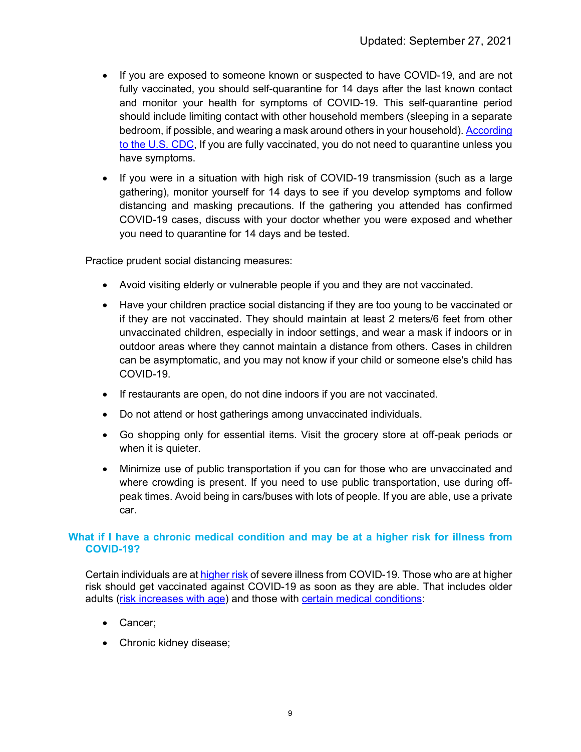- If you are exposed to someone known or suspected to have COVID-19, and are not fully vaccinated, you should self-quarantine for 14 days after the last known contact and monitor your health for symptoms of COVID-19. This self-quarantine period should include limiting contact with other household members (sleeping in a separate bedroom, if possible, and wearing a mask around others in your household). According to the U.S. CDC, If you are fully vaccinated, you do not need to quarantine unless you have symptoms.

- If you were in a situation with high risk of COVID-19 transmission (such as a large gathering), monitor yourself for 14 days to see if you develop symptoms and follow distancing and masking precautions. If the gathering you attended has confirmed COVID-19 cases, discuss with your doctor whether you were exposed and whether you need to quarantine for 14 days and be tested.

Practice prudent social distancing measures:

- Avoid visiting elderly or vulnerable people if you and they are not vaccinated.

- Have your children practice social distancing if they are too young to be vaccinated or if they are not vaccinated. They should maintain at least 2 meters/6 feet from other unvaccinated children, especially in indoor settings, and wear a mask if indoors or in outdoor areas where they cannot maintain a distance from others. Cases in children can be asymptomatic, and you may not know if your child or someone else's child has COVID-19.

- If restaurants are open, do not dine indoors if you are not vaccinated.

- Do not attend or host gatherings among unvaccinated individuals.

- Go shopping only for essential items. Visit the grocery store at off-peak periods or when it is quieter.

- Minimize use of public transportation if you can for those who are unvaccinated and where crowding is present. If you need to use public transportation, use during off-peak times. Avoid being in cars/buses with lots of people. If you are able, use a private car.

### What if I have a chronic medical condition and may be at a higher risk for illness from COVID-19?

Certain individuals are at higher risk of severe illness from COVID-19. Those who are at higher risk should get vaccinated against COVID-19 as soon as they are able. That includes older adults (risk increases with age) and those with certain medical conditions:

- Cancer;

- Chronic kidney disease;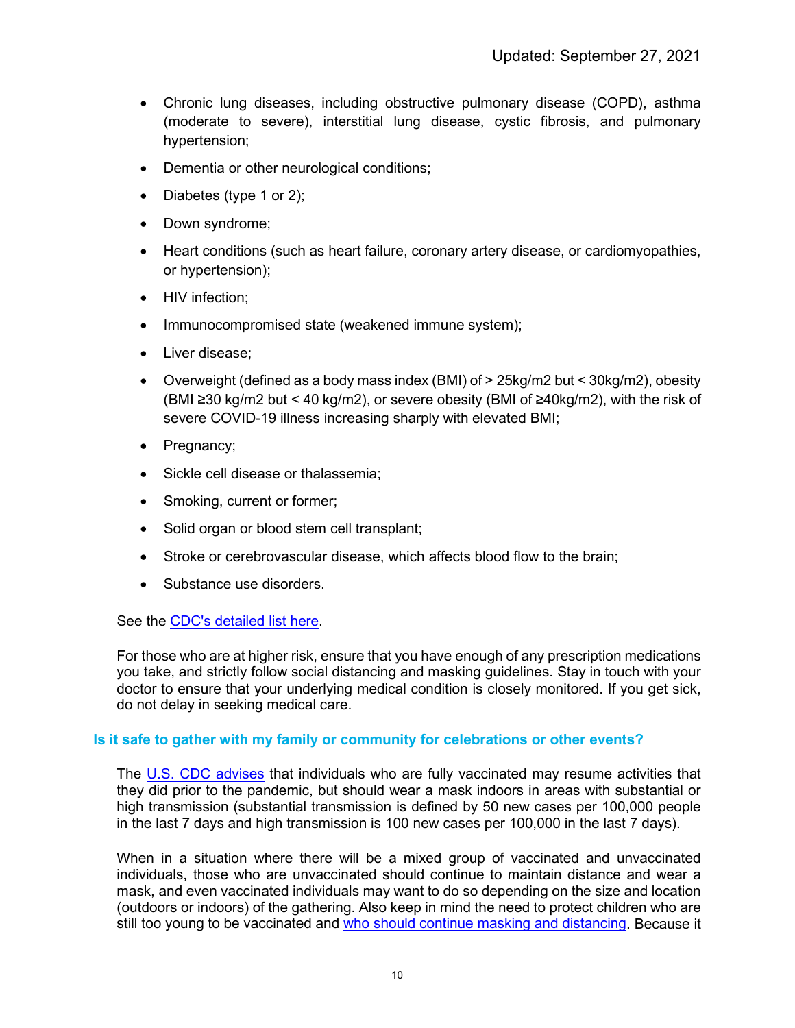- Chronic lung diseases, including obstructive pulmonary disease (COPD), asthma (moderate to severe), interstitial lung disease, cystic fibrosis, and pulmonary hypertension;
- Dementia or other neurological conditions;
- Diabetes (type 1 or 2);
- Down syndrome;
- Heart conditions (such as heart failure, coronary artery disease, or cardiomyopathies, or hypertension);
- HIV infection;
- Immunocompromised state (weakened immune system);
- Liver disease;
- Overweight (defined as a body mass index (BMI) of > 25kg/m2 but < 30kg/m2), obesity (BMI ≥30 kg/m2 but < 40 kg/m2), or severe obesity (BMI of ≥40kg/m2), with the risk of severe COVID-19 illness increasing sharply with elevated BMI;
- Pregnancy;
- Sickle cell disease or thalassemia;
- Smoking, current or former;
- Solid organ or blood stem cell transplant;
- Stroke or cerebrovascular disease, which affects blood flow to the brain;
- Substance use disorders.

See the CDC's detailed list here.

For those who are at higher risk, ensure that you have enough of any prescription medications you take, and strictly follow social distancing and masking guidelines. Stay in touch with your doctor to ensure that your underlying medical condition is closely monitored. If you get sick, do not delay in seeking medical care.

### Is it safe to gather with my family or community for celebrations or other events?

The U.S. CDC advises that individuals who are fully vaccinated may resume activities that they did prior to the pandemic, but should wear a mask indoors in areas with substantial or high transmission (substantial transmission is defined by 50 new cases per 100,000 people in the last 7 days and high transmission is 100 new cases per 100,000 in the last 7 days).

When in a situation where there will be a mixed group of vaccinated and unvaccinated individuals, those who are unvaccinated should continue to maintain distance and wear a mask, and even vaccinated individuals may want to do so depending on the size and location (outdoors or indoors) of the gathering. Also keep in mind the need to protect children who are still too young to be vaccinated and who should continue masking and distancing. Because it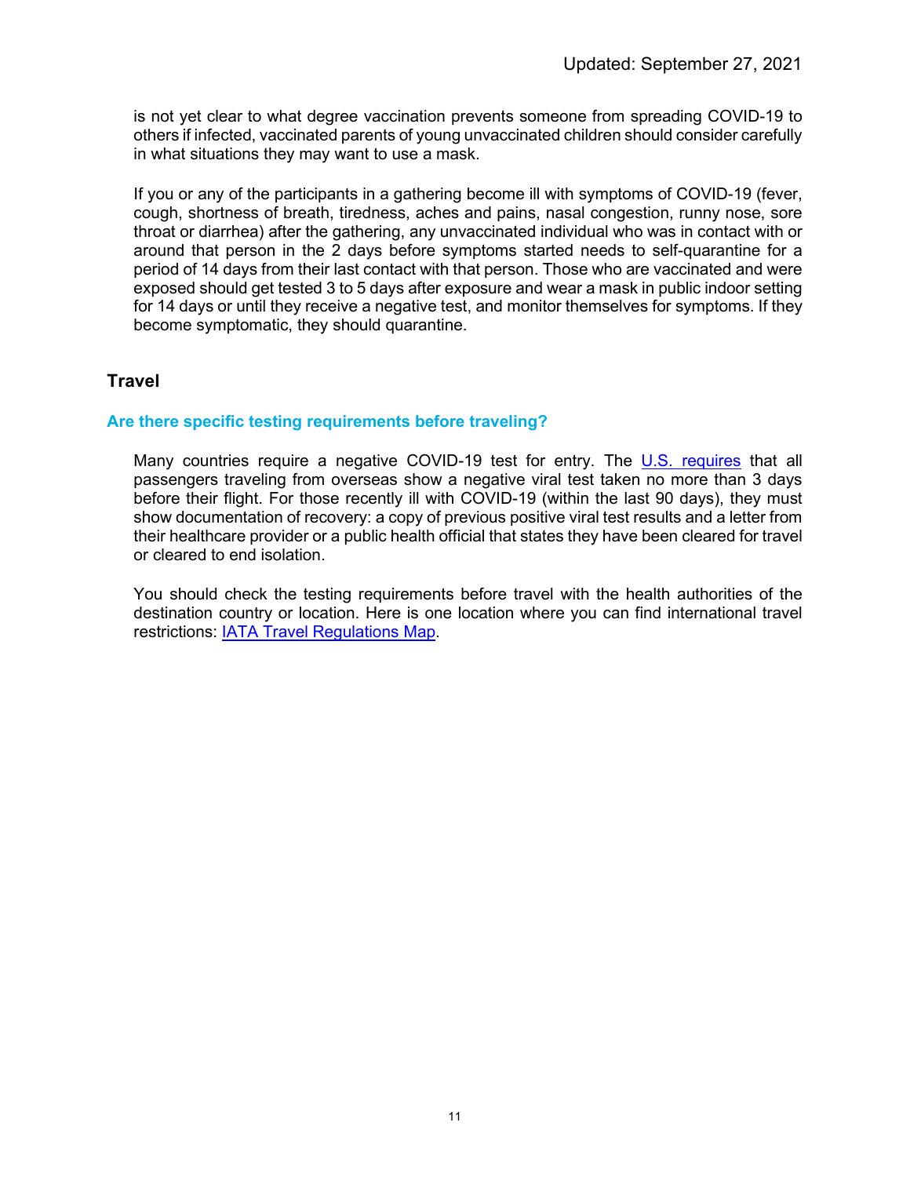is not yet clear to what degree vaccination prevents someone from spreading COVID-19 to others if infected, vaccinated parents of young unvaccinated children should consider carefully in what situations they may want to use a mask.

If you or any of the participants in a gathering become ill with symptoms of COVID-19 (fever, cough, shortness of breath, tiredness, aches and pains, nasal congestion, runny nose, sore throat or diarrhea) after the gathering, any unvaccinated individual who was in contact with or around that person in the 2 days before symptoms started needs to self-quarantine for a period of 14 days from their last contact with that person. Those who are vaccinated and were exposed should get tested 3 to 5 days after exposure and wear a mask in public indoor setting for 14 days or until they receive a negative test, and monitor themselves for symptoms. If they become symptomatic, they should quarantine.

## Travel

### Are there specific testing requirements before traveling?

Many countries require a negative COVID-19 test for entry. The U.S. requires that all passengers traveling from overseas show a negative viral test taken no more than 3 days before their flight. For those recently ill with COVID-19 (within the last 90 days), they must show documentation of recovery: a copy of previous positive viral test results and a letter from their healthcare provider or a public health official that states they have been cleared for travel or cleared to end isolation.

You should check the testing requirements before travel with the health authorities of the destination country or location. Here is one location where you can find international travel restrictions: IATA Travel Regulations Map.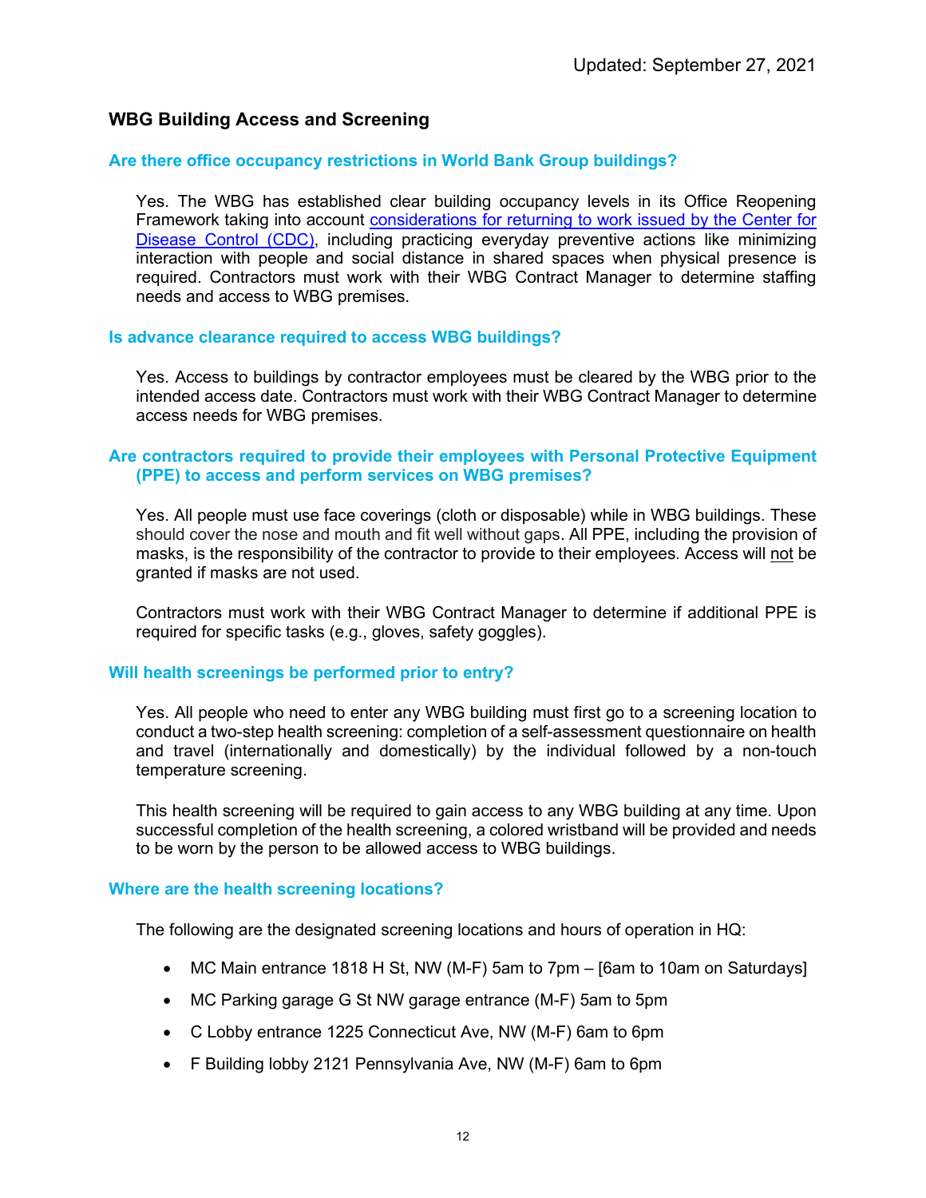Updated: September 27, 2021

## WBG Building Access and Screening

### Are there office occupancy restrictions in World Bank Group buildings?

Yes. The WBG has established clear building occupancy levels in its Office Reopening Framework taking into account [considerations for returning to work issued by the Center for Disease Control (CDC)](), including practicing everyday preventive actions like minimizing interaction with people and social distance in shared spaces when physical presence is required. Contractors must work with their WBG Contract Manager to determine staffing needs and access to WBG premises.

### Is advance clearance required to access WBG buildings?

Yes. Access to buildings by contractor employees must be cleared by the WBG prior to the intended access date. Contractors must work with their WBG Contract Manager to determine access needs for WBG premises.

### Are contractors required to provide their employees with Personal Protective Equipment (PPE) to access and perform services on WBG premises?

Yes. All people must use face coverings (cloth or disposable) while in WBG buildings. These should cover the nose and mouth and fit well without gaps. All PPE, including the provision of masks, is the responsibility of the contractor to provide to their employees. Access will <u>not</u> be granted if masks are not used.

Contractors must work with their WBG Contract Manager to determine if additional PPE is required for specific tasks (e.g., gloves, safety goggles).

### Will health screenings be performed prior to entry?

Yes. All people who need to enter any WBG building must first go to a screening location to conduct a two-step health screening: completion of a self-assessment questionnaire on health and travel (internationally and domestically) by the individual followed by a non-touch temperature screening.

This health screening will be required to gain access to any WBG building at any time. Upon successful completion of the health screening, a colored wristband will be provided and needs to be worn by the person to be allowed access to WBG buildings.

### Where are the health screening locations?

The following are the designated screening locations and hours of operation in HQ:

- MC Main entrance 1818 H St, NW (M-F) 5am to 7pm – [6am to 10am on Saturdays]
- MC Parking garage G St NW garage entrance (M-F) 5am to 5pm
- C Lobby entrance 1225 Connecticut Ave, NW (M-F) 6am to 6pm
- F Building lobby 2121 Pennsylvania Ave, NW (M-F) 6am to 6pm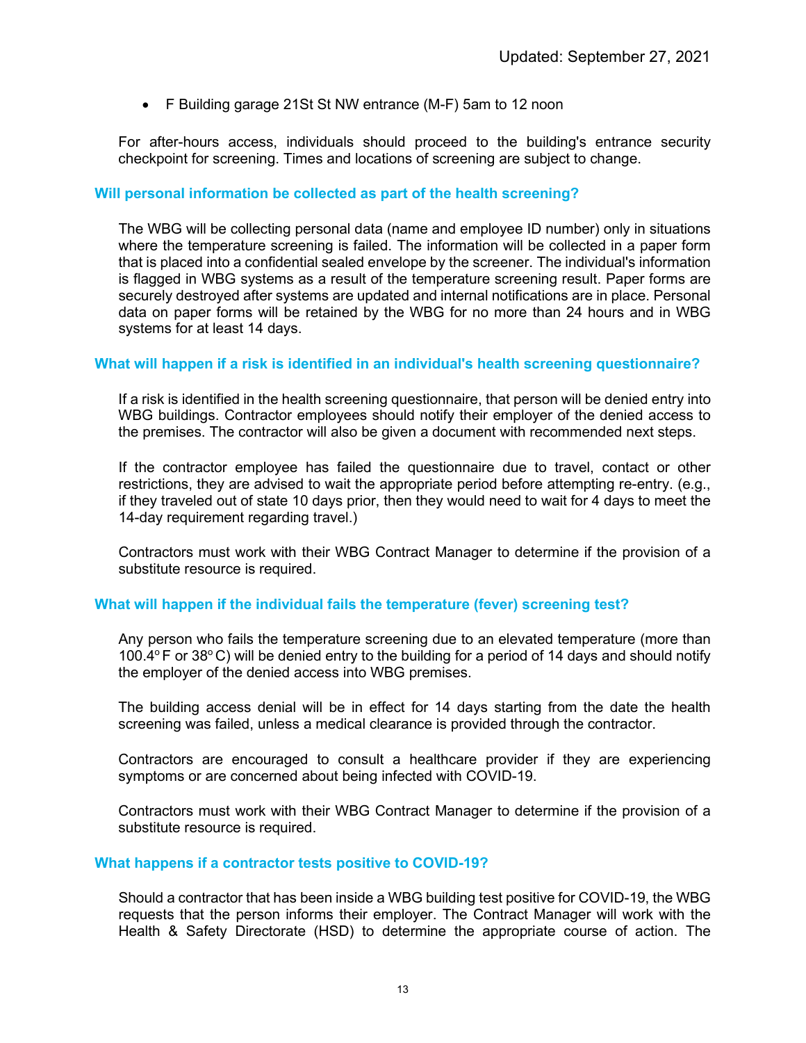Updated: September 27, 2021

- F Building garage 21St St NW entrance (M-F) 5am to 12 noon

For after-hours access, individuals should proceed to the building's entrance security checkpoint for screening. Times and locations of screening are subject to change.

### Will personal information be collected as part of the health screening?

The WBG will be collecting personal data (name and employee ID number) only in situations where the temperature screening is failed. The information will be collected in a paper form that is placed into a confidential sealed envelope by the screener. The individual's information is flagged in WBG systems as a result of the temperature screening result. Paper forms are securely destroyed after systems are updated and internal notifications are in place. Personal data on paper forms will be retained by the WBG for no more than 24 hours and in WBG systems for at least 14 days.

### What will happen if a risk is identified in an individual's health screening questionnaire?

If a risk is identified in the health screening questionnaire, that person will be denied entry into WBG buildings. Contractor employees should notify their employer of the denied access to the premises. The contractor will also be given a document with recommended next steps.

If the contractor employee has failed the questionnaire due to travel, contact or other restrictions, they are advised to wait the appropriate period before attempting re-entry. (e.g., if they traveled out of state 10 days prior, then they would need to wait for 4 days to meet the 14-day requirement regarding travel.)

Contractors must work with their WBG Contract Manager to determine if the provision of a substitute resource is required.

### What will happen if the individual fails the temperature (fever) screening test?

Any person who fails the temperature screening due to an elevated temperature (more than 100.4°F or 38°C) will be denied entry to the building for a period of 14 days and should notify the employer of the denied access into WBG premises.

The building access denial will be in effect for 14 days starting from the date the health screening was failed, unless a medical clearance is provided through the contractor.

Contractors are encouraged to consult a healthcare provider if they are experiencing symptoms or are concerned about being infected with COVID-19.

Contractors must work with their WBG Contract Manager to determine if the provision of a substitute resource is required.

### What happens if a contractor tests positive to COVID-19?

Should a contractor that has been inside a WBG building test positive for COVID-19, the WBG requests that the person informs their employer. The Contract Manager will work with the Health & Safety Directorate (HSD) to determine the appropriate course of action. The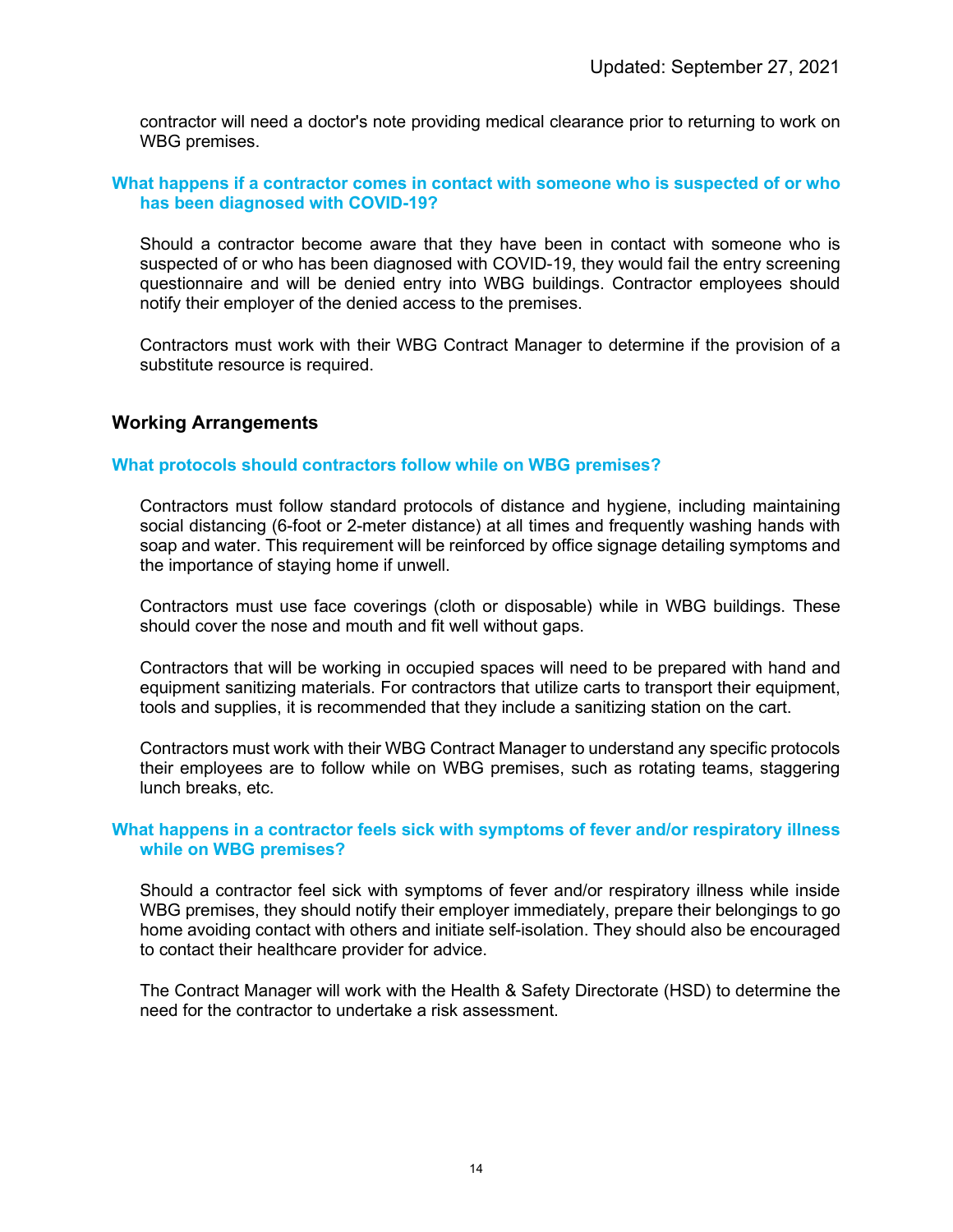contractor will need a doctor's note providing medical clearance prior to returning to work on WBG premises.

### What happens if a contractor comes in contact with someone who is suspected of or who has been diagnosed with COVID-19?

Should a contractor become aware that they have been in contact with someone who is suspected of or who has been diagnosed with COVID-19, they would fail the entry screening questionnaire and will be denied entry into WBG buildings. Contractor employees should notify their employer of the denied access to the premises.

Contractors must work with their WBG Contract Manager to determine if the provision of a substitute resource is required.

## Working Arrangements

### What protocols should contractors follow while on WBG premises?

Contractors must follow standard protocols of distance and hygiene, including maintaining social distancing (6-foot or 2-meter distance) at all times and frequently washing hands with soap and water. This requirement will be reinforced by office signage detailing symptoms and the importance of staying home if unwell.

Contractors must use face coverings (cloth or disposable) while in WBG buildings. These should cover the nose and mouth and fit well without gaps.

Contractors that will be working in occupied spaces will need to be prepared with hand and equipment sanitizing materials. For contractors that utilize carts to transport their equipment, tools and supplies, it is recommended that they include a sanitizing station on the cart.

Contractors must work with their WBG Contract Manager to understand any specific protocols their employees are to follow while on WBG premises, such as rotating teams, staggering lunch breaks, etc.

### What happens in a contractor feels sick with symptoms of fever and/or respiratory illness while on WBG premises?

Should a contractor feel sick with symptoms of fever and/or respiratory illness while inside WBG premises, they should notify their employer immediately, prepare their belongings to go home avoiding contact with others and initiate self-isolation. They should also be encouraged to contact their healthcare provider for advice.

The Contract Manager will work with the Health & Safety Directorate (HSD) to determine the need for the contractor to undertake a risk assessment.